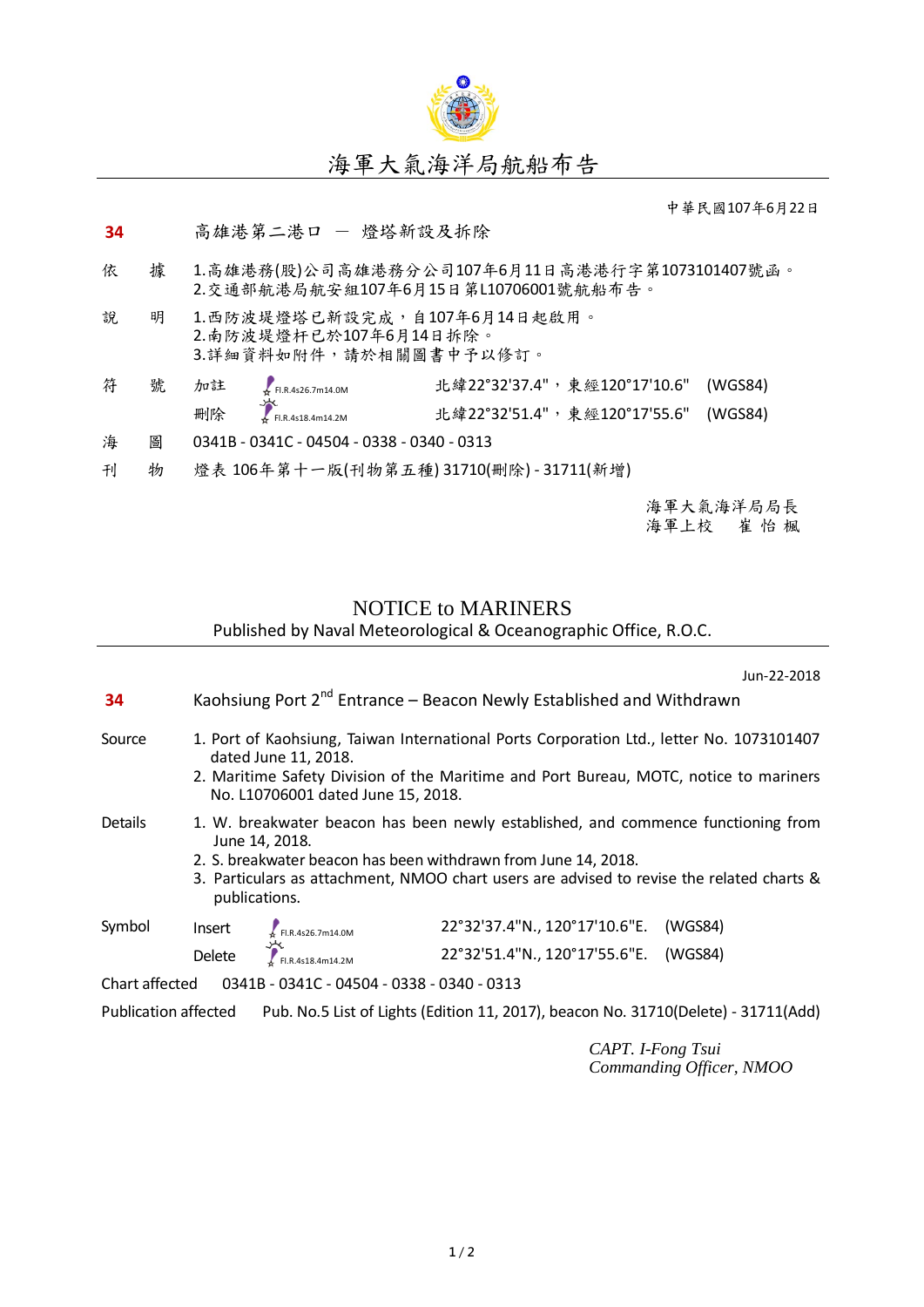# 海軍大氣海洋局航船布告

中華民國107年6月22日

**34** 高雄港第二港口 — 燈塔新設及拆除

依　據　1.高雄港務(股)公司高雄港務分公司107年6月11日高港港行字第1073101407號函。
2.交通部航港局航安組107年6月15日第L10706001號航船布告。

說　明　1.西防波堤燈塔已新設完成，自107年6月14日起啟用。
2.南防波堤燈杆已於107年6月14日拆除。
3.詳細資料如附件，請於相關圖書中予以修訂。

符　號

| | | | |
|---|---|---|---|
| 加註 | Fl.R.4s26.7m14.0M | 北緯22°32'37.4"，東經120°17'10.6" | (WGS84) |
| 刪除 | Fl.R.4s18.4m14.2M | 北緯22°32'51.4"，東經120°17'55.6" | (WGS84) |

海　圖　0341B - 0341C - 04504 - 0338 - 0340 - 0313

刊　物　燈表 106年第十一版(刊物第五種) 31710(刪除) - 31711(新增)

海軍大氣海洋局局長
海軍上校　崔 怡 楓

# NOTICE to MARINERS

Published by Naval Meteorological & Oceanographic Office, R.O.C.

Jun-22-2018

**34** Kaohsiung Port 2nd Entrance – Beacon Newly Established and Withdrawn

Source
1. Port of Kaohsiung, Taiwan International Ports Corporation Ltd., letter No. 1073101407 dated June 11, 2018.
2. Maritime Safety Division of the Maritime and Port Bureau, MOTC, notice to mariners No. L10706001 dated June 15, 2018.

Details
1. W. breakwater beacon has been newly established, and commence functioning from June 14, 2018.
2. S. breakwater beacon has been withdrawn from June 14, 2018.
3. Particulars as attachment, NMOO chart users are advised to revise the related charts & publications.

Symbol

| | | | |
|---|---|---|---|
| Insert | Fl.R.4s26.7m14.0M | 22°32'37.4"N., 120°17'10.6"E. | (WGS84) |
| Delete | Fl.R.4s18.4m14.2M | 22°32'51.4"N., 120°17'55.6"E. | (WGS84) |

Chart affected　0341B - 0341C - 04504 - 0338 - 0340 - 0313

Publication affected　Pub. No.5 List of Lights (Edition 11, 2017), beacon No. 31710(Delete) - 31711(Add)

*CAPT. I-Fong Tsui*
*Commanding Officer, NMOO*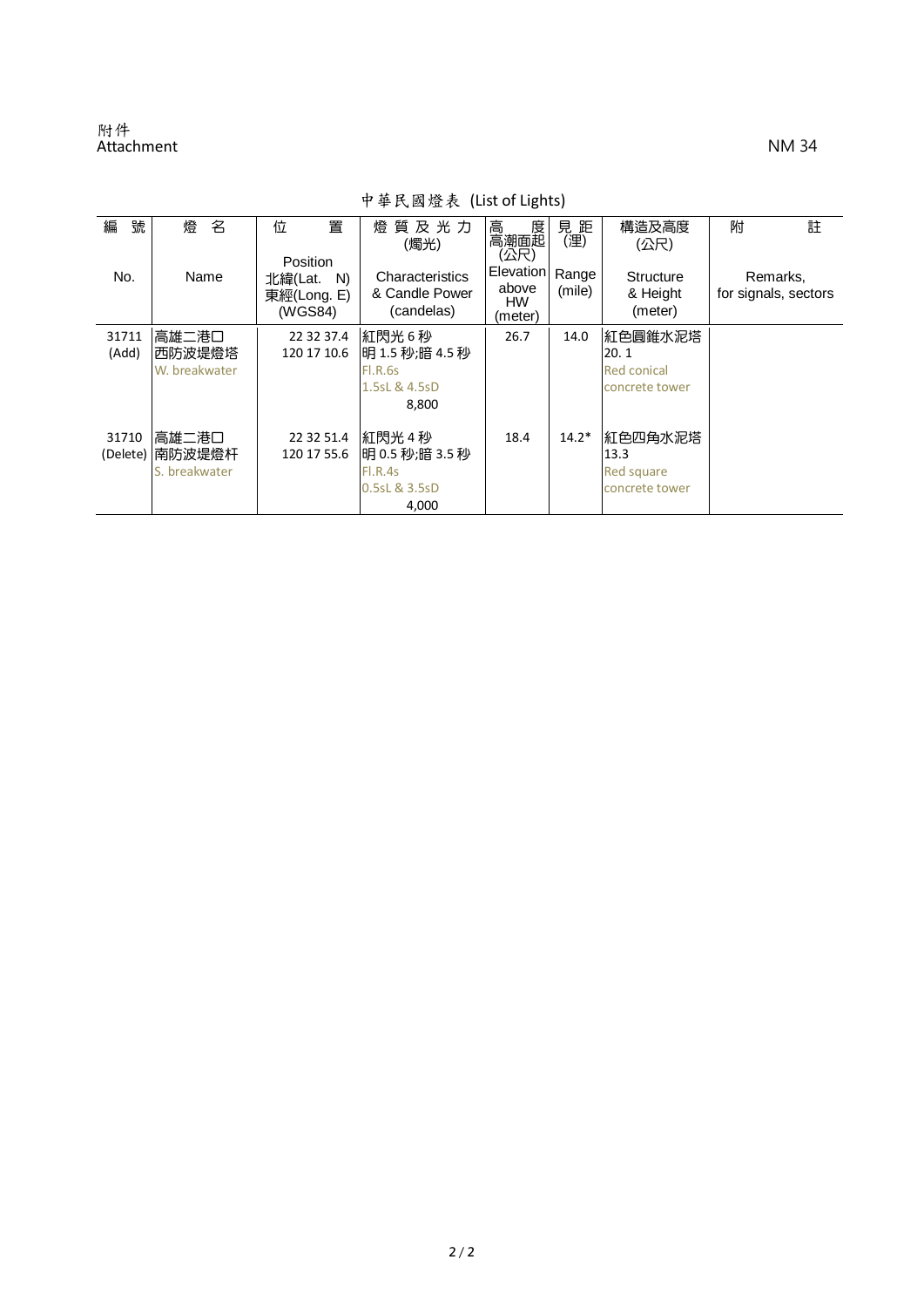附件
Attachment

NM 34

中華民國燈表 (List of Lights)

| 編號<br>No. | 燈名<br>Name | 位置<br>Position<br>北緯(Lat. N)<br>東經(Long. E)<br>(WGS84) | 燈質及光力<br>(燭光)<br>Characteristics<br>& Candle Power<br>(candelas) | 高度<br>高潮面起<br>(公尺)<br>Elevation above HW<br>(meter) | 見距<br>(浬)<br>Range<br>(mile) | 構造及高度<br>(公尺)<br>Structure<br>& Height<br>(meter) | 附註<br>Remarks, for signals, sectors |
|---|---|---|---|---|---|---|---|
| 31711<br>(Add) | 高雄二港口<br>西防波堤燈塔<br>W. breakwater | 22 32 37.4<br>120 17 10.6 | 紅閃光 6 秒<br>明 1.5 秒;暗 4.5 秒<br>Fl.R.6s<br>1.5sL & 4.5sD<br>8,800 | 26.7 | 14.0 | 紅色圓錐水泥塔<br>20. 1<br>Red conical concrete tower | |
| 31710<br>(Delete) | 高雄二港口<br>南防波堤燈杆<br>S. breakwater | 22 32 51.4<br>120 17 55.6 | 紅閃光 4 秒<br>明 0.5 秒;暗 3.5 秒<br>Fl.R.4s<br>0.5sL & 3.5sD<br>4,000 | 18.4 | 14.2* | 紅色四角水泥塔<br>13.3<br>Red square concrete tower | |